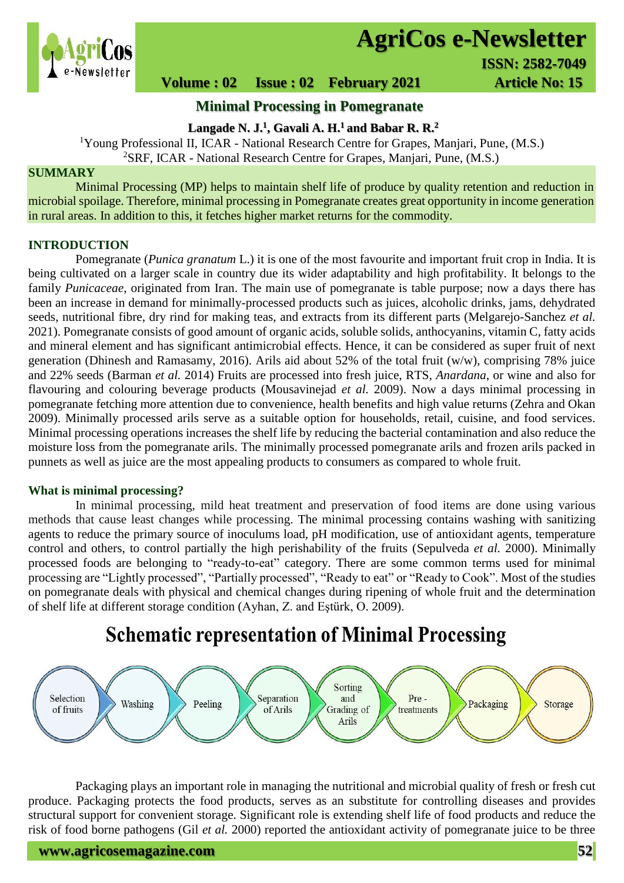# Minimal Processing in Pomegranate

**Langade N. J.[1], Gavali A. H.[1] and Babar R. R.[2]**

[1]Young Professional II, ICAR - National Research Centre for Grapes, Manjari, Pune, (M.S.)

[2]SRF, ICAR - National Research Centre for Grapes, Manjari, Pune, (M.S.)

## SUMMARY

Minimal Processing (MP) helps to maintain shelf life of produce by quality retention and reduction in microbial spoilage. Therefore, minimal processing in Pomegranate creates great opportunity in income generation in rural areas. In addition to this, it fetches higher market returns for the commodity.

## INTRODUCTION

Pomegranate (*Punica granatum* L.) it is one of the most favourite and important fruit crop in India. It is being cultivated on a larger scale in country due its wider adaptability and high profitability. It belongs to the family *Punicaceae*, originated from Iran. The main use of pomegranate is table purpose; now a days there has been an increase in demand for minimally-processed products such as juices, alcoholic drinks, jams, dehydrated seeds, nutritional fibre, dry rind for making teas, and extracts from its different parts (Melgarejo-Sanchez *et al.* 2021). Pomegranate consists of good amount of organic acids, soluble solids, anthocyanins, vitamin C, fatty acids and mineral element and has significant antimicrobial effects. Hence, it can be considered as super fruit of next generation (Dhinesh and Ramasamy, 2016). Arils aid about 52% of the total fruit (w/w), comprising 78% juice and 22% seeds (Barman *et al.* 2014) Fruits are processed into fresh juice, RTS, *Anardana*, or wine and also for flavouring and colouring beverage products (Mousavinejad *et al.* 2009). Now a days minimal processing in pomegranate fetching more attention due to convenience, health benefits and high value returns (Zehra and Okan 2009). Minimally processed arils serve as a suitable option for households, retail, cuisine, and food services. Minimal processing operations increases the shelf life by reducing the bacterial contamination and also reduce the moisture loss from the pomegranate arils. The minimally processed pomegranate arils and frozen arils packed in punnets as well as juice are the most appealing products to consumers as compared to whole fruit.

### What is minimal processing?

In minimal processing, mild heat treatment and preservation of food items are done using various methods that cause least changes while processing. The minimal processing contains washing with sanitizing agents to reduce the primary source of inoculums load, pH modification, use of antioxidant agents, temperature control and others, to control partially the high perishability of the fruits (Sepulveda *et al.* 2000). Minimally processed foods are belonging to "ready-to-eat" category. There are some common terms used for minimal processing are "Lightly processed", "Partially processed", "Ready to eat" or "Ready to Cook". Most of the studies on pomegranate deals with physical and chemical changes during ripening of whole fruit and the determination of shelf life at different storage condition (Ayhan, Z. and Eştürk, O. 2009).

## Schematic representation of Minimal Processing

Selection of fruits → Washing → Peeling → Separation of Arils → Sorting and Grading of Arils → Pre - treatments → Packaging → Storage

Packaging plays an important role in managing the nutritional and microbial quality of fresh or fresh cut produce. Packaging protects the food products, serves as an substitute for controlling diseases and provides structural support for convenient storage. Significant role is extending shelf life of food products and reduce the risk of food borne pathogens (Gil *et al.* 2000) reported the antioxidant activity of pomegranate juice to be three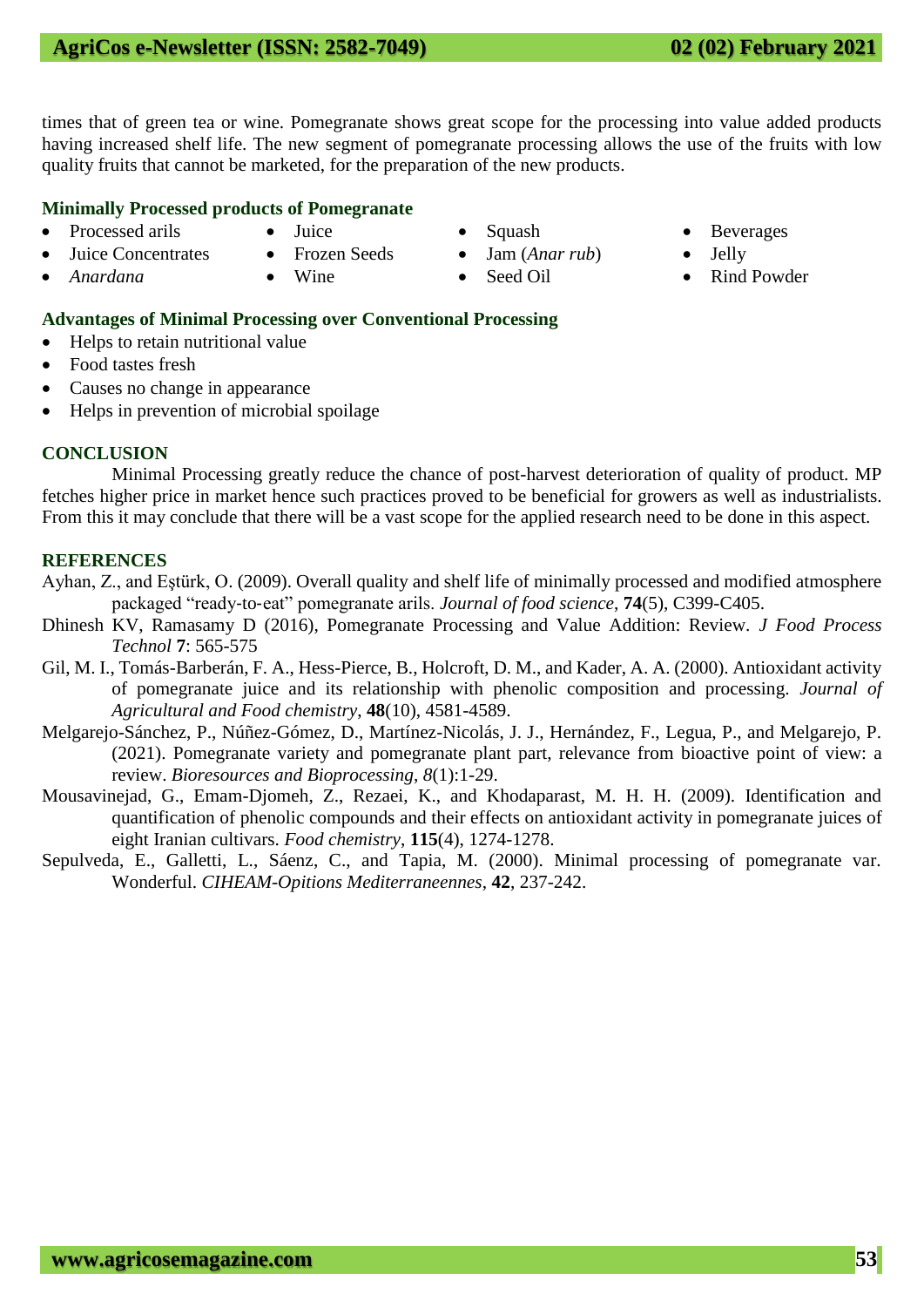times that of green tea or wine. Pomegranate shows great scope for the processing into value added products having increased shelf life. The new segment of pomegranate processing allows the use of the fruits with low quality fruits that cannot be marketed, for the preparation of the new products.

### Minimally Processed products of Pomegranate

- Processed arils
- Juice Concentrates
- *Anardana*
- Juice
- Frozen Seeds
- Wine
- Squash
- Jam (*Anar rub*)
- Seed Oil
- Beverages
- Jelly
- Rind Powder

### Advantages of Minimal Processing over Conventional Processing

- Helps to retain nutritional value
- Food tastes fresh
- Causes no change in appearance
- Helps in prevention of microbial spoilage

## CONCLUSION

Minimal Processing greatly reduce the chance of post-harvest deterioration of quality of product. MP fetches higher price in market hence such practices proved to be beneficial for growers as well as industrialists. From this it may conclude that there will be a vast scope for the applied research need to be done in this aspect.

## REFERENCES

Ayhan, Z., and Eştürk, O. (2009). Overall quality and shelf life of minimally processed and modified atmosphere packaged "ready-to-eat" pomegranate arils. *Journal of food science*, **74**(5), C399-C405.

Dhinesh KV, Ramasamy D (2016), Pomegranate Processing and Value Addition: Review. *J Food Process Technol* **7**: 565-575

Gil, M. I., Tomás-Barberán, F. A., Hess-Pierce, B., Holcroft, D. M., and Kader, A. A. (2000). Antioxidant activity of pomegranate juice and its relationship with phenolic composition and processing. *Journal of Agricultural and Food chemistry*, **48**(10), 4581-4589.

Melgarejo-Sánchez, P., Núñez-Gómez, D., Martínez-Nicolás, J. J., Hernández, F., Legua, P., and Melgarejo, P. (2021). Pomegranate variety and pomegranate plant part, relevance from bioactive point of view: a review. *Bioresources and Bioprocessing*, *8*(1):1-29.

Mousavinejad, G., Emam-Djomeh, Z., Rezaei, K., and Khodaparast, M. H. H. (2009). Identification and quantification of phenolic compounds and their effects on antioxidant activity in pomegranate juices of eight Iranian cultivars. *Food chemistry*, **115**(4), 1274-1278.

Sepulveda, E., Galletti, L., Sáenz, C., and Tapia, M. (2000). Minimal processing of pomegranate var. Wonderful. *CIHEAM-Opitions Mediterraneennes*, **42**, 237-242.